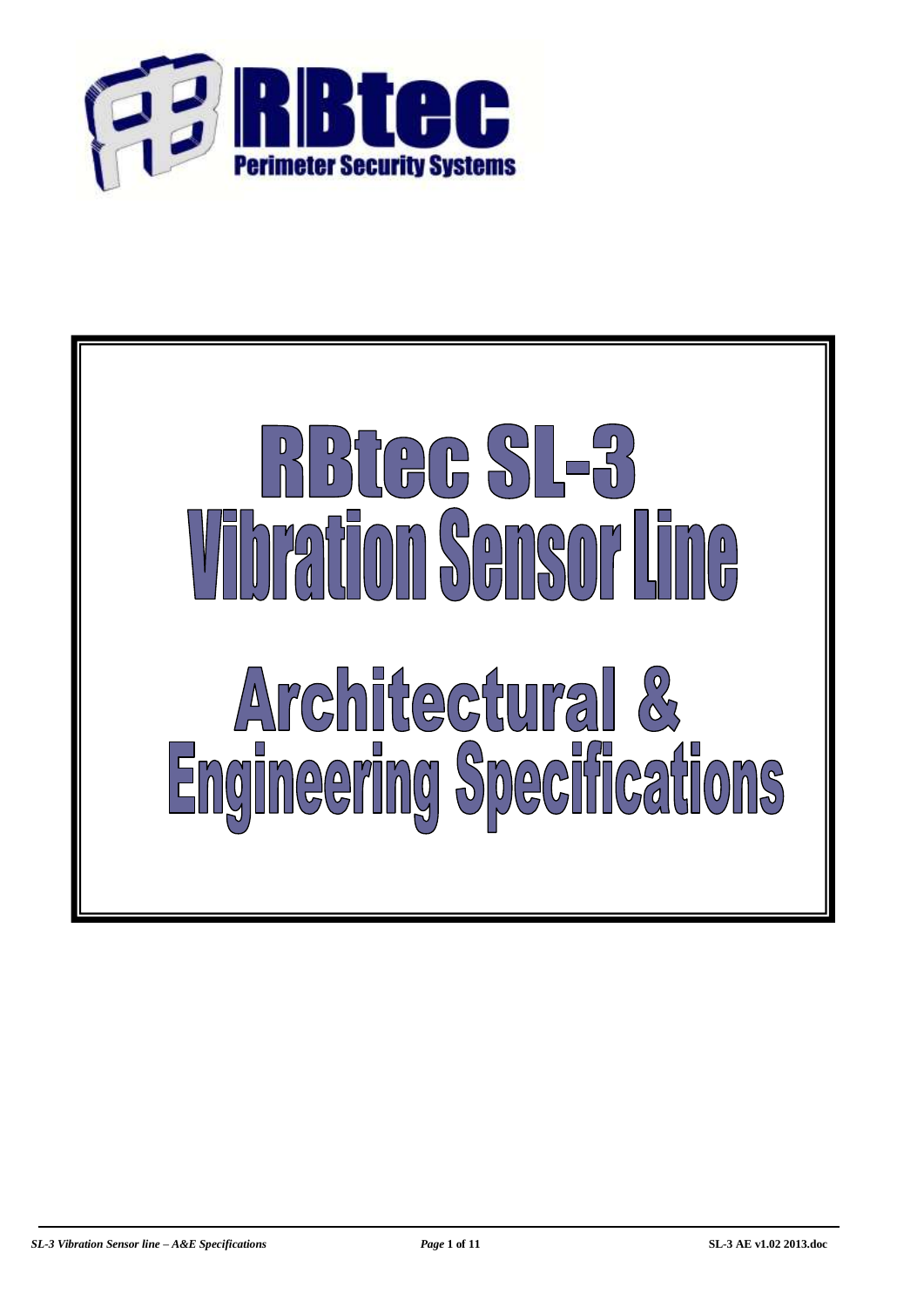RBtec

Perimeter Security Systems

# RBtec SL-3 Vibration Sensor Line

# Architectural & Engineering Specifications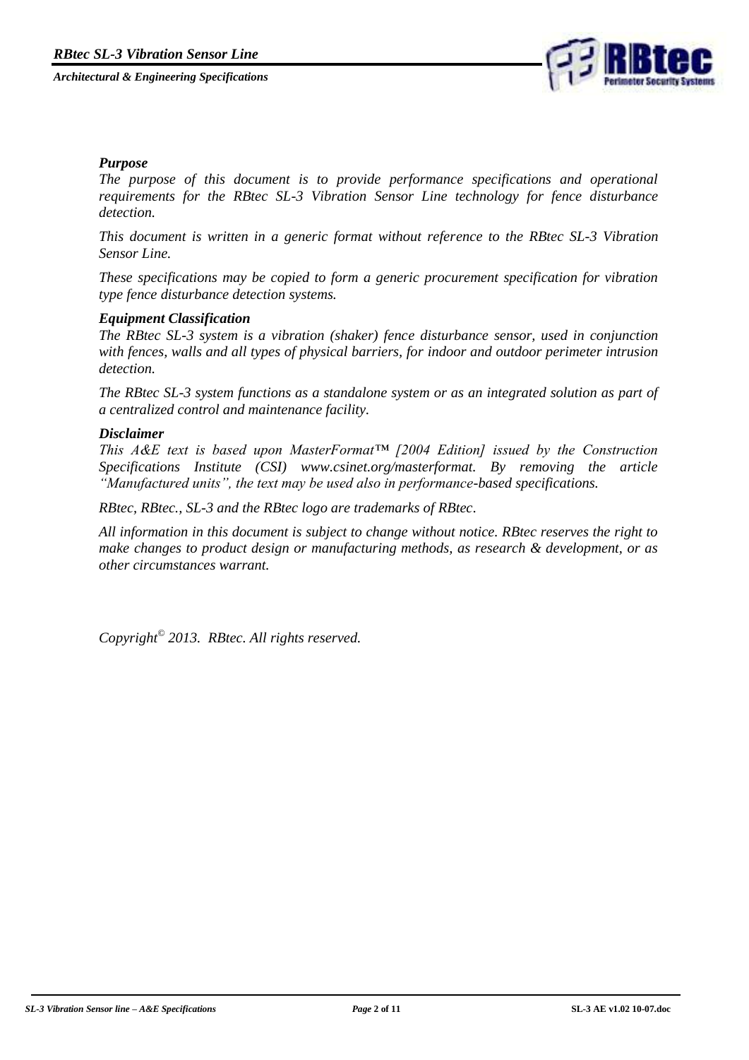### *Purpose*

*The purpose of this document is to provide performance specifications and operational requirements for the RBtec SL-3 Vibration Sensor Line technology for fence disturbance detection.*

*This document is written in a generic format without reference to the RBtec SL-3 Vibration Sensor Line.*

*These specifications may be copied to form a generic procurement specification for vibration type fence disturbance detection systems.*

### *Equipment Classification*

*The RBtec SL-3 system is a vibration (shaker) fence disturbance sensor, used in conjunction with fences, walls and all types of physical barriers, for indoor and outdoor perimeter intrusion detection.*

*The RBtec SL-3 system functions as a standalone system or as an integrated solution as part of a centralized control and maintenance facility.*

### *Disclaimer*

*This A&E text is based upon MasterFormat™ [2004 Edition] issued by the Construction Specifications Institute (CSI) www.csinet.org/masterformat. By removing the article "Manufactured units", the text may be used also in performance-based specifications.*

*RBtec, RBtec., SL-3 and the RBtec logo are trademarks of RBtec.*

*All information in this document is subject to change without notice. RBtec reserves the right to make changes to product design or manufacturing methods, as research & development, or as other circumstances warrant.*

*Copyright© 2013. RBtec. All rights reserved.*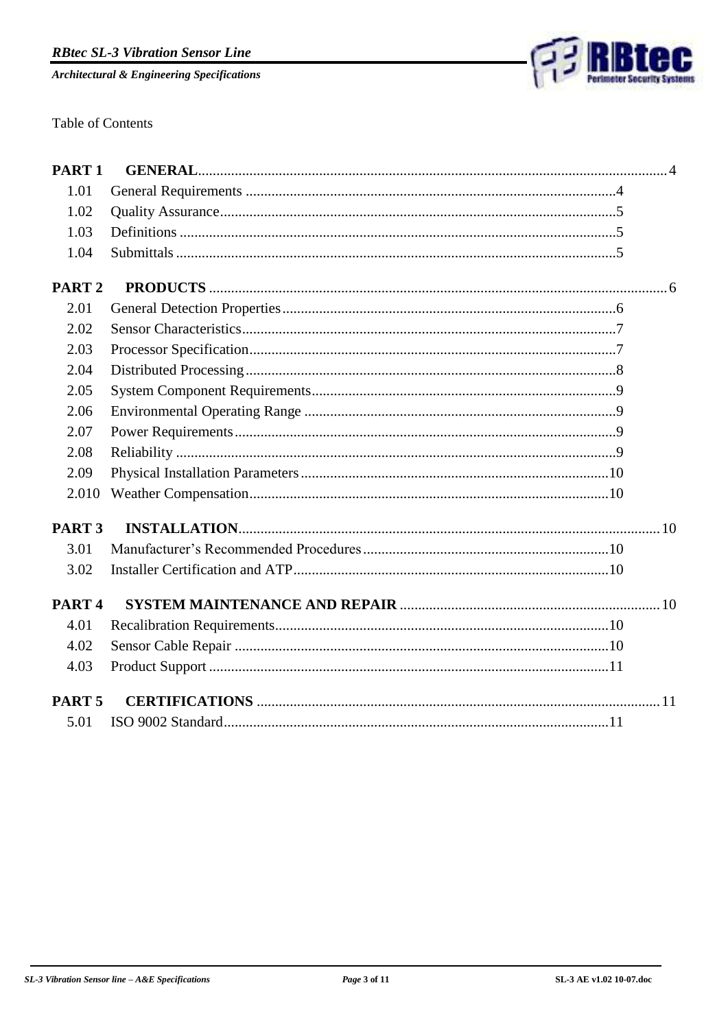Table of Contents

**PART 1 GENERAL** ... 4

- 1.01 General Requirements ... 4
- 1.02 Quality Assurance ... 5
- 1.03 Definitions ... 5
- 1.04 Submittals ... 5

**PART 2 PRODUCTS** ... 6

- 2.01 General Detection Properties ... 6
- 2.02 Sensor Characteristics ... 7
- 2.03 Processor Specification ... 7
- 2.04 Distributed Processing ... 8
- 2.05 System Component Requirements ... 9
- 2.06 Environmental Operating Range ... 9
- 2.07 Power Requirements ... 9
- 2.08 Reliability ... 9
- 2.09 Physical Installation Parameters ... 10
- 2.010 Weather Compensation ... 10

**PART 3 INSTALLATION** ... 10

- 3.01 Manufacturer's Recommended Procedures ... 10
- 3.02 Installer Certification and ATP ... 10

**PART 4 SYSTEM MAINTENANCE AND REPAIR** ... 10

- 4.01 Recalibration Requirements ... 10
- 4.02 Sensor Cable Repair ... 10
- 4.03 Product Support ... 11

**PART 5 CERTIFICATIONS** ... 11

- 5.01 ISO 9002 Standard ... 11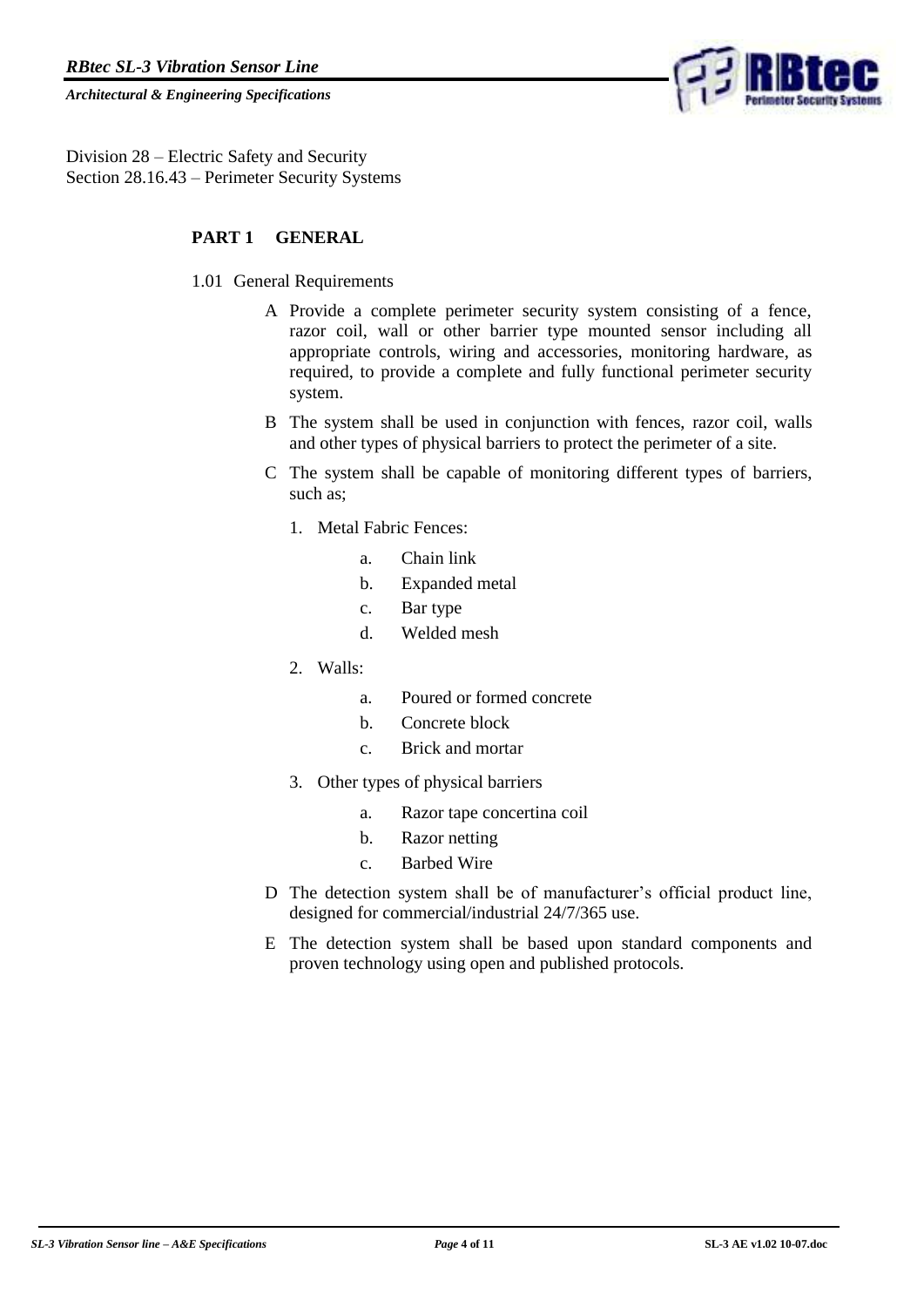Division 28 – Electric Safety and Security
Section 28.16.43 – Perimeter Security Systems

## PART 1 GENERAL

1.01 General Requirements

A Provide a complete perimeter security system consisting of a fence, razor coil, wall or other barrier type mounted sensor including all appropriate controls, wiring and accessories, monitoring hardware, as required, to provide a complete and fully functional perimeter security system.

B The system shall be used in conjunction with fences, razor coil, walls and other types of physical barriers to protect the perimeter of a site.

C The system shall be capable of monitoring different types of barriers, such as;

1. Metal Fabric Fences:
   - a. Chain link
   - b. Expanded metal
   - c. Bar type
   - d. Welded mesh
2. Walls:
   - a. Poured or formed concrete
   - b. Concrete block
   - c. Brick and mortar
3. Other types of physical barriers
   - a. Razor tape concertina coil
   - b. Razor netting
   - c. Barbed Wire

D The detection system shall be of manufacturer's official product line, designed for commercial/industrial 24/7/365 use.

E The detection system shall be based upon standard components and proven technology using open and published protocols.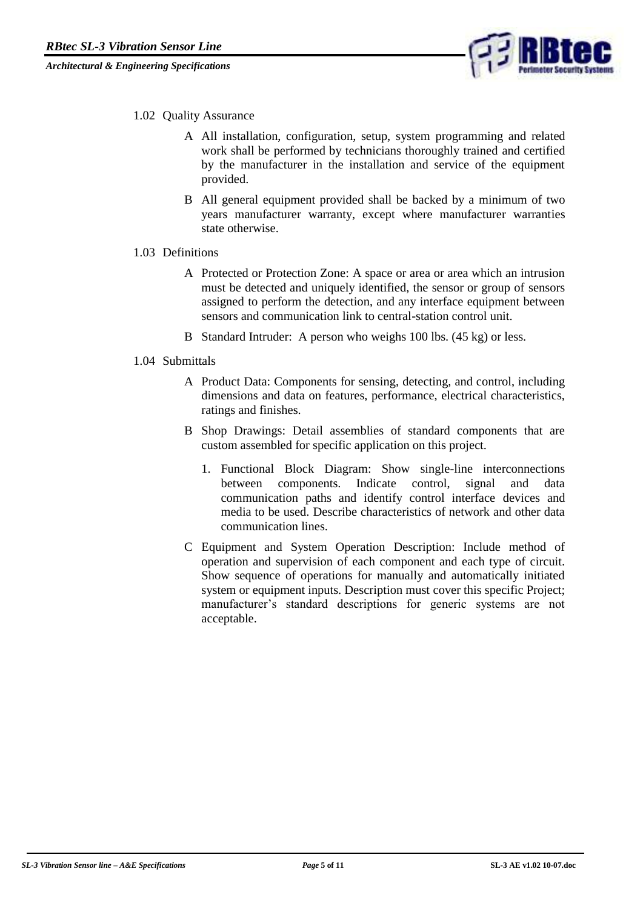1.02 Quality Assurance

A All installation, configuration, setup, system programming and related work shall be performed by technicians thoroughly trained and certified by the manufacturer in the installation and service of the equipment provided.

B All general equipment provided shall be backed by a minimum of two years manufacturer warranty, except where manufacturer warranties state otherwise.

1.03 Definitions

A Protected or Protection Zone: A space or area or area which an intrusion must be detected and uniquely identified, the sensor or group of sensors assigned to perform the detection, and any interface equipment between sensors and communication link to central-station control unit.

B Standard Intruder: A person who weighs 100 lbs. (45 kg) or less.

1.04 Submittals

A Product Data: Components for sensing, detecting, and control, including dimensions and data on features, performance, electrical characteristics, ratings and finishes.

B Shop Drawings: Detail assemblies of standard components that are custom assembled for specific application on this project.

1. Functional Block Diagram: Show single-line interconnections between components. Indicate control, signal and data communication paths and identify control interface devices and media to be used. Describe characteristics of network and other data communication lines.

C Equipment and System Operation Description: Include method of operation and supervision of each component and each type of circuit. Show sequence of operations for manually and automatically initiated system or equipment inputs. Description must cover this specific Project; manufacturer's standard descriptions for generic systems are not acceptable.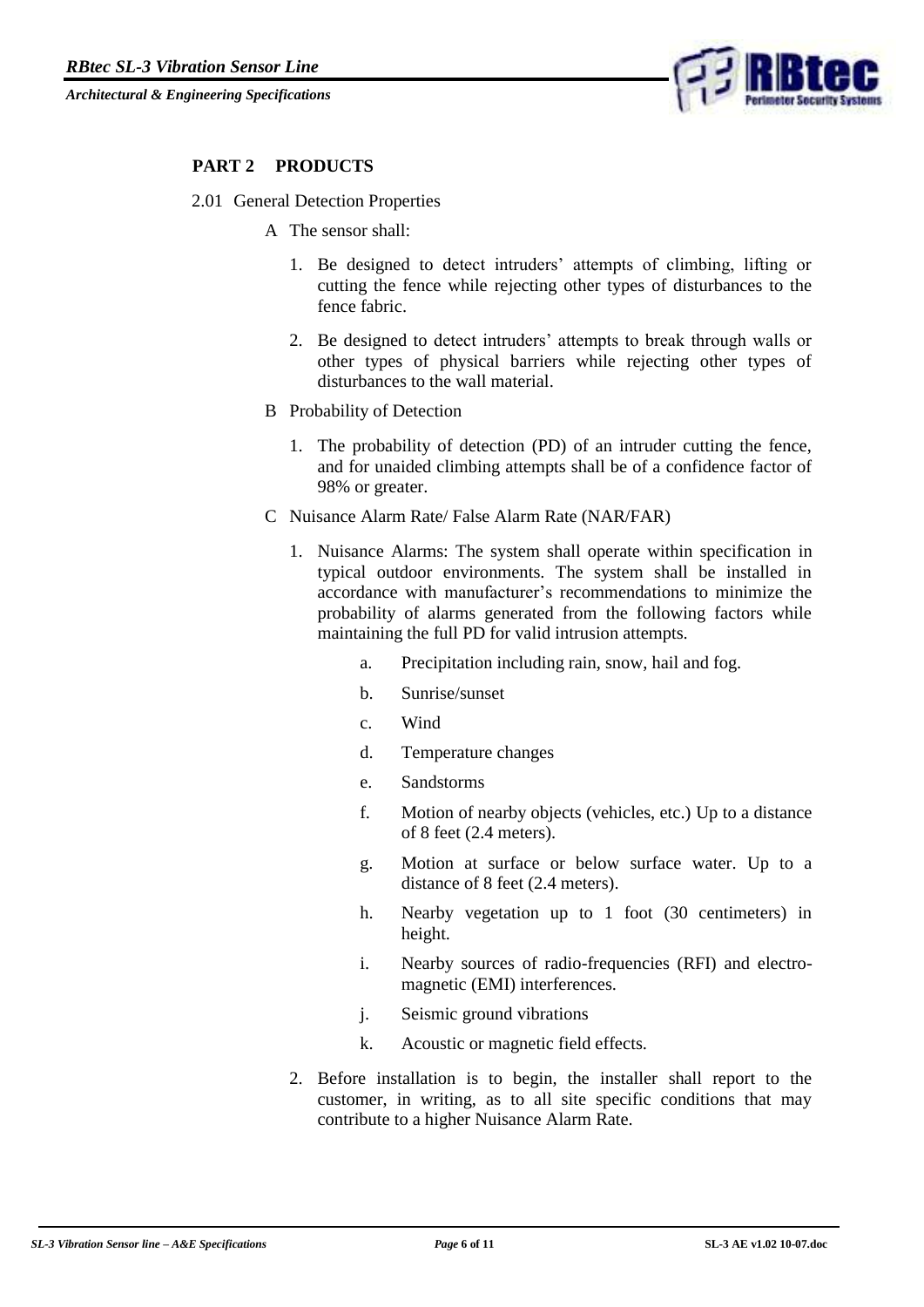## PART 2 PRODUCTS

2.01 General Detection Properties

A The sensor shall:

1. Be designed to detect intruders' attempts of climbing, lifting or cutting the fence while rejecting other types of disturbances to the fence fabric.
2. Be designed to detect intruders' attempts to break through walls or other types of physical barriers while rejecting other types of disturbances to the wall material.

B Probability of Detection

1. The probability of detection (PD) of an intruder cutting the fence, and for unaided climbing attempts shall be of a confidence factor of 98% or greater.

C Nuisance Alarm Rate/ False Alarm Rate (NAR/FAR)

1. Nuisance Alarms: The system shall operate within specification in typical outdoor environments. The system shall be installed in accordance with manufacturer's recommendations to minimize the probability of alarms generated from the following factors while maintaining the full PD for valid intrusion attempts.
   a. Precipitation including rain, snow, hail and fog.
   b. Sunrise/sunset
   c. Wind
   d. Temperature changes
   e. Sandstorms
   f. Motion of nearby objects (vehicles, etc.) Up to a distance of 8 feet (2.4 meters).
   g. Motion at surface or below surface water. Up to a distance of 8 feet (2.4 meters).
   h. Nearby vegetation up to 1 foot (30 centimeters) in height.
   i. Nearby sources of radio-frequencies (RFI) and electro-magnetic (EMI) interferences.
   j. Seismic ground vibrations
   k. Acoustic or magnetic field effects.
2. Before installation is to begin, the installer shall report to the customer, in writing, as to all site specific conditions that may contribute to a higher Nuisance Alarm Rate.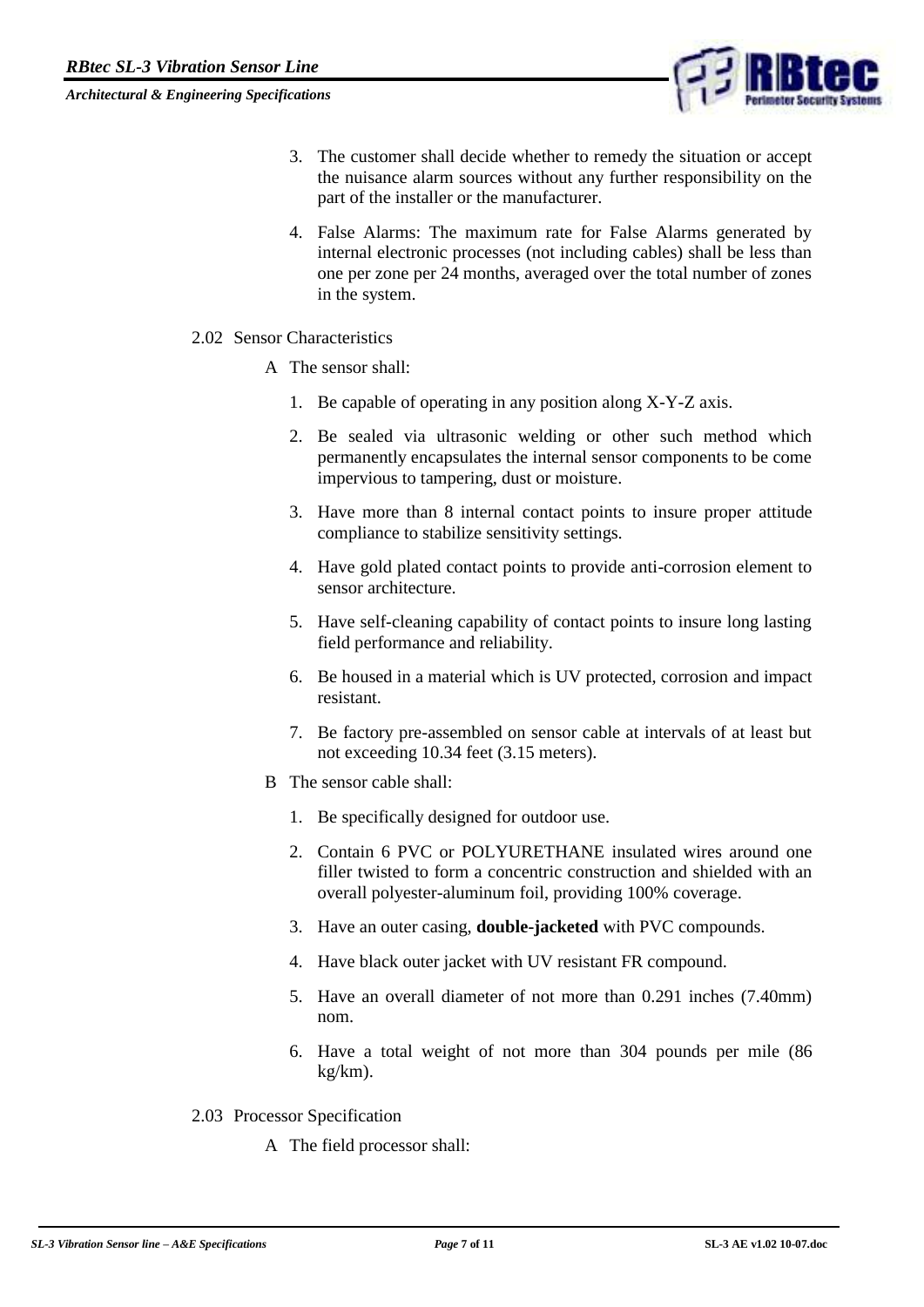3. The customer shall decide whether to remedy the situation or accept the nuisance alarm sources without any further responsibility on the part of the installer or the manufacturer.

4. False Alarms: The maximum rate for False Alarms generated by internal electronic processes (not including cables) shall be less than one per zone per 24 months, averaged over the total number of zones in the system.

2.02 Sensor Characteristics

A The sensor shall:

1. Be capable of operating in any position along X-Y-Z axis.

2. Be sealed via ultrasonic welding or other such method which permanently encapsulates the internal sensor components to be come impervious to tampering, dust or moisture.

3. Have more than 8 internal contact points to insure proper attitude compliance to stabilize sensitivity settings.

4. Have gold plated contact points to provide anti-corrosion element to sensor architecture.

5. Have self-cleaning capability of contact points to insure long lasting field performance and reliability.

6. Be housed in a material which is UV protected, corrosion and impact resistant.

7. Be factory pre-assembled on sensor cable at intervals of at least but not exceeding 10.34 feet (3.15 meters).

B The sensor cable shall:

1. Be specifically designed for outdoor use.

2. Contain 6 PVC or POLYURETHANE insulated wires around one filler twisted to form a concentric construction and shielded with an overall polyester-aluminum foil, providing 100% coverage.

3. Have an outer casing, **double-jacketed** with PVC compounds.

4. Have black outer jacket with UV resistant FR compound.

5. Have an overall diameter of not more than 0.291 inches (7.40mm) nom.

6. Have a total weight of not more than 304 pounds per mile (86 kg/km).

2.03 Processor Specification

A The field processor shall: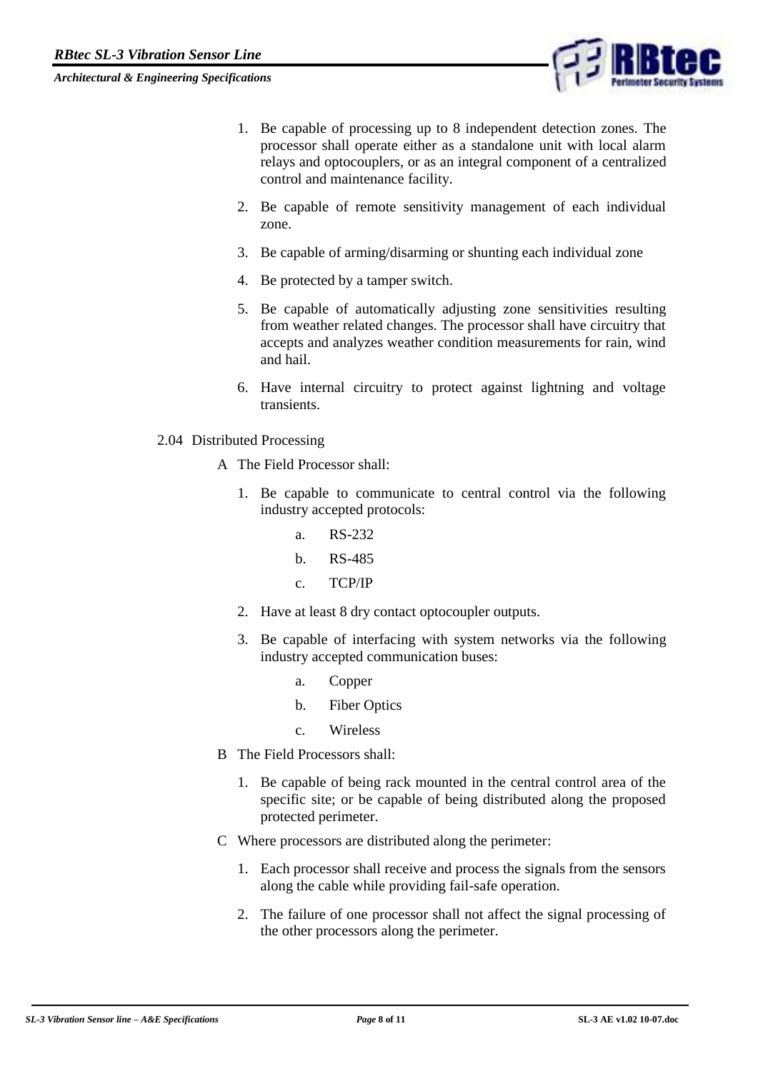1. Be capable of processing up to 8 independent detection zones. The processor shall operate either as a standalone unit with local alarm relays and optocouplers, or as an integral component of a centralized control and maintenance facility.
2. Be capable of remote sensitivity management of each individual zone.
3. Be capable of arming/disarming or shunting each individual zone
4. Be protected by a tamper switch.
5. Be capable of automatically adjusting zone sensitivities resulting from weather related changes. The processor shall have circuitry that accepts and analyzes weather condition measurements for rain, wind and hail.
6. Have internal circuitry to protect against lightning and voltage transients.

2.04 Distributed Processing

A The Field Processor shall:

1. Be capable to communicate to central control via the following industry accepted protocols:
    - a. RS-232
    - b. RS-485
    - c. TCP/IP
2. Have at least 8 dry contact optocoupler outputs.
3. Be capable of interfacing with system networks via the following industry accepted communication buses:
    - a. Copper
    - b. Fiber Optics
    - c. Wireless

B The Field Processors shall:

1. Be capable of being rack mounted in the central control area of the specific site; or be capable of being distributed along the proposed protected perimeter.

C Where processors are distributed along the perimeter:

1. Each processor shall receive and process the signals from the sensors along the cable while providing fail-safe operation.
2. The failure of one processor shall not affect the signal processing of the other processors along the perimeter.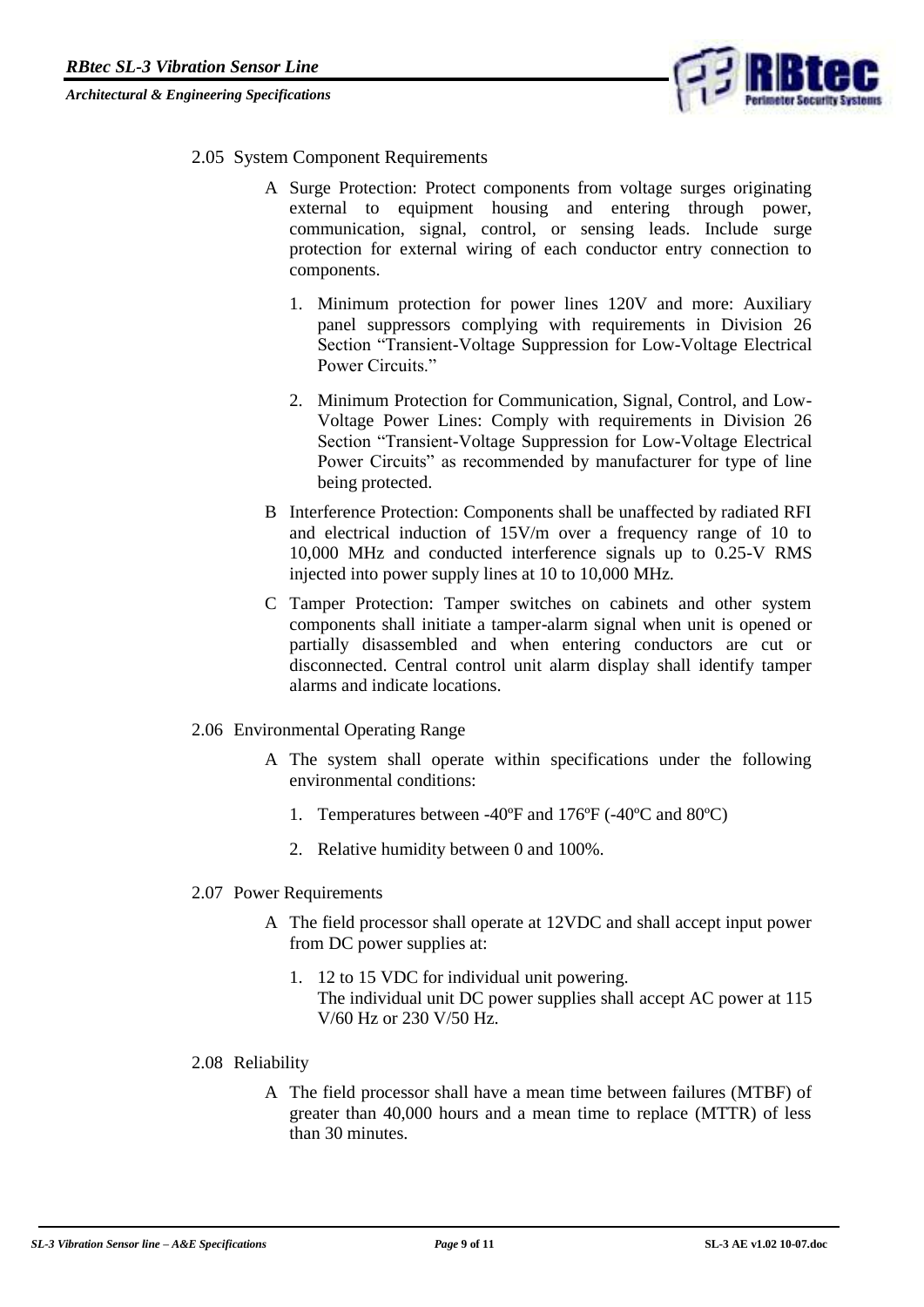## 2.05 System Component Requirements

A Surge Protection: Protect components from voltage surges originating external to equipment housing and entering through power, communication, signal, control, or sensing leads. Include surge protection for external wiring of each conductor entry connection to components.

1. Minimum protection for power lines 120V and more: Auxiliary panel suppressors complying with requirements in Division 26 Section “Transient-Voltage Suppression for Low-Voltage Electrical Power Circuits.”

2. Minimum Protection for Communication, Signal, Control, and Low-Voltage Power Lines: Comply with requirements in Division 26 Section “Transient-Voltage Suppression for Low-Voltage Electrical Power Circuits” as recommended by manufacturer for type of line being protected.

B Interference Protection: Components shall be unaffected by radiated RFI and electrical induction of 15V/m over a frequency range of 10 to 10,000 MHz and conducted interference signals up to 0.25-V RMS injected into power supply lines at 10 to 10,000 MHz.

C Tamper Protection: Tamper switches on cabinets and other system components shall initiate a tamper-alarm signal when unit is opened or partially disassembled and when entering conductors are cut or disconnected. Central control unit alarm display shall identify tamper alarms and indicate locations.

## 2.06 Environmental Operating Range

A The system shall operate within specifications under the following environmental conditions:

1. Temperatures between -40ºF and 176ºF (-40ºC and 80ºC)

2. Relative humidity between 0 and 100%.

## 2.07 Power Requirements

A The field processor shall operate at 12VDC and shall accept input power from DC power supplies at:

1. 12 to 15 VDC for individual unit powering.
   The individual unit DC power supplies shall accept AC power at 115 V/60 Hz or 230 V/50 Hz.

## 2.08 Reliability

A The field processor shall have a mean time between failures (MTBF) of greater than 40,000 hours and a mean time to replace (MTTR) of less than 30 minutes.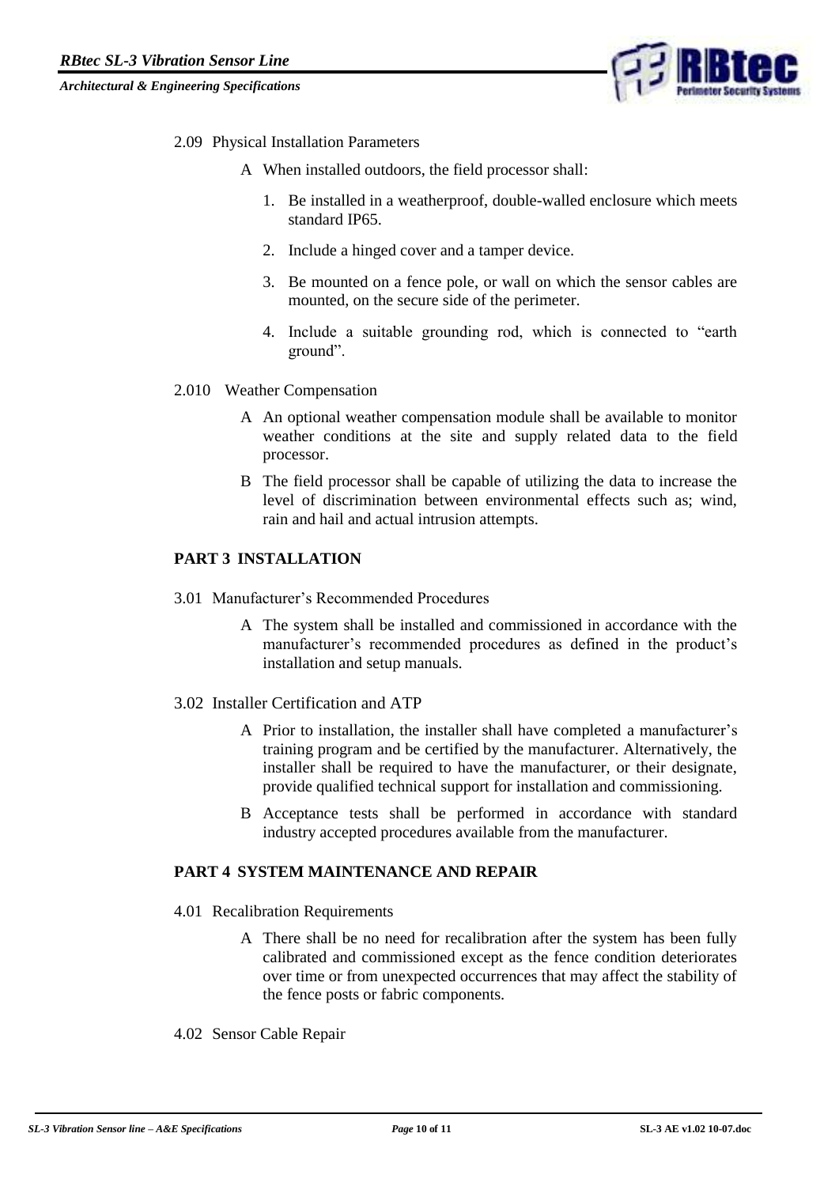2.09 Physical Installation Parameters

A When installed outdoors, the field processor shall:

1. Be installed in a weatherproof, double-walled enclosure which meets standard IP65.
2. Include a hinged cover and a tamper device.
3. Be mounted on a fence pole, or wall on which the sensor cables are mounted, on the secure side of the perimeter.
4. Include a suitable grounding rod, which is connected to "earth ground".

2.010 Weather Compensation

A An optional weather compensation module shall be available to monitor weather conditions at the site and supply related data to the field processor.

B The field processor shall be capable of utilizing the data to increase the level of discrimination between environmental effects such as; wind, rain and hail and actual intrusion attempts.

## PART 3 INSTALLATION

3.01 Manufacturer's Recommended Procedures

A The system shall be installed and commissioned in accordance with the manufacturer's recommended procedures as defined in the product's installation and setup manuals.

3.02 Installer Certification and ATP

A Prior to installation, the installer shall have completed a manufacturer's training program and be certified by the manufacturer. Alternatively, the installer shall be required to have the manufacturer, or their designate, provide qualified technical support for installation and commissioning.

B Acceptance tests shall be performed in accordance with standard industry accepted procedures available from the manufacturer.

## PART 4 SYSTEM MAINTENANCE AND REPAIR

4.01 Recalibration Requirements

A There shall be no need for recalibration after the system has been fully calibrated and commissioned except as the fence condition deteriorates over time or from unexpected occurrences that may affect the stability of the fence posts or fabric components.

4.02 Sensor Cable Repair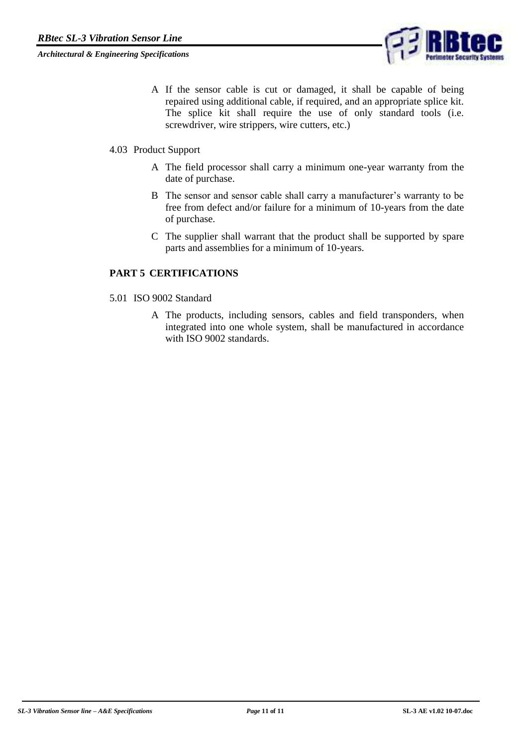A If the sensor cable is cut or damaged, it shall be capable of being repaired using additional cable, if required, and an appropriate splice kit. The splice kit shall require the use of only standard tools (i.e. screwdriver, wire strippers, wire cutters, etc.)

4.03 Product Support

A The field processor shall carry a minimum one-year warranty from the date of purchase.

B The sensor and sensor cable shall carry a manufacturer's warranty to be free from defect and/or failure for a minimum of 10-years from the date of purchase.

C The supplier shall warrant that the product shall be supported by spare parts and assemblies for a minimum of 10-years.

## PART 5 CERTIFICATIONS

5.01 ISO 9002 Standard

A The products, including sensors, cables and field transponders, when integrated into one whole system, shall be manufactured in accordance with ISO 9002 standards.